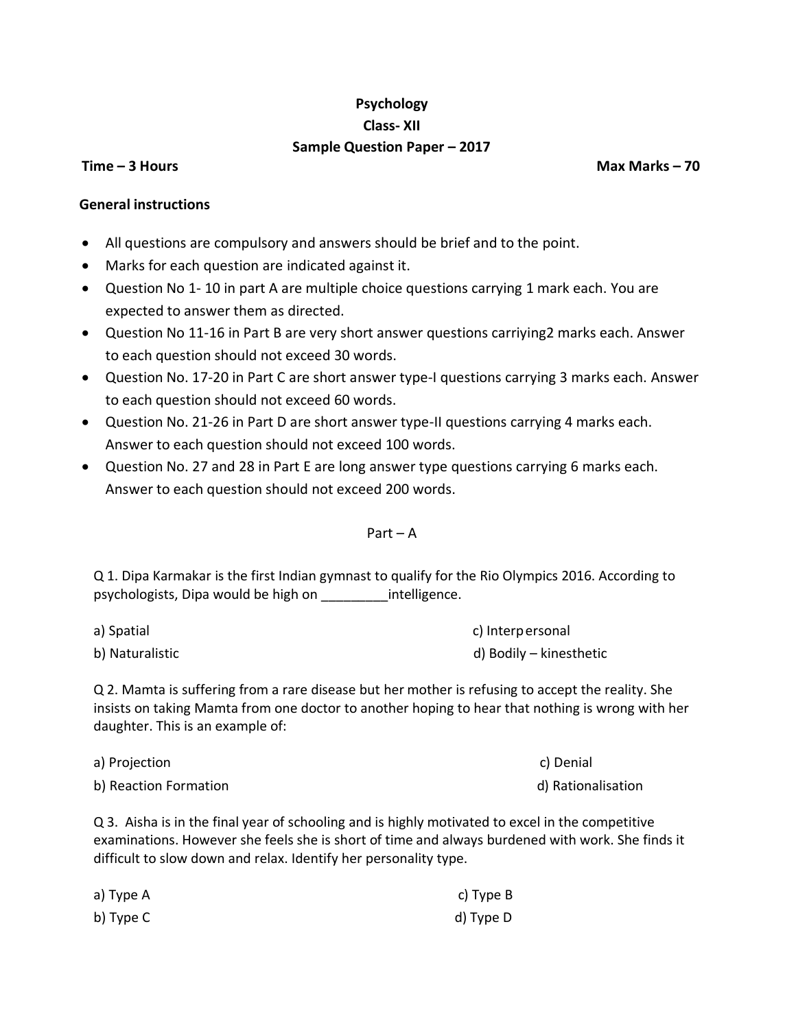# Psychology

## Class- XII

## Sample Question Paper – 2017

**Time – 3 Hours** **Max Marks – 70**

**General instructions**

- All questions are compulsory and answers should be brief and to the point.
- Marks for each question are indicated against it.
- Question No 1- 10 in part A are multiple choice questions carrying 1 mark each. You are expected to answer them as directed.
- Question No 11-16 in Part B are very short answer questions carriying2 marks each. Answer to each question should not exceed 30 words.
- Question No. 17-20 in Part C are short answer type-I questions carrying 3 marks each. Answer to each question should not exceed 60 words.
- Question No. 21-26 in Part D are short answer type-II questions carrying 4 marks each. Answer to each question should not exceed 100 words.
- Question No. 27 and 28 in Part E are long answer type questions carrying 6 marks each. Answer to each question should not exceed 200 words.

Part – A

Q 1. Dipa Karmakar is the first Indian gymnast to qualify for the Rio Olympics 2016. According to psychologists, Dipa would be high on _________intelligence.

a) Spatial
b) Naturalistic
c) Interpersonal
d) Bodily – kinesthetic

Q 2. Mamta is suffering from a rare disease but her mother is refusing to accept the reality. She insists on taking Mamta from one doctor to another hoping to hear that nothing is wrong with her daughter. This is an example of:

a) Projection
b) Reaction Formation
c) Denial
d) Rationalisation

Q 3. Aisha is in the final year of schooling and is highly motivated to excel in the competitive examinations. However she feels she is short of time and always burdened with work. She finds it difficult to slow down and relax. Identify her personality type.

a) Type A
b) Type C
c) Type B
d) Type D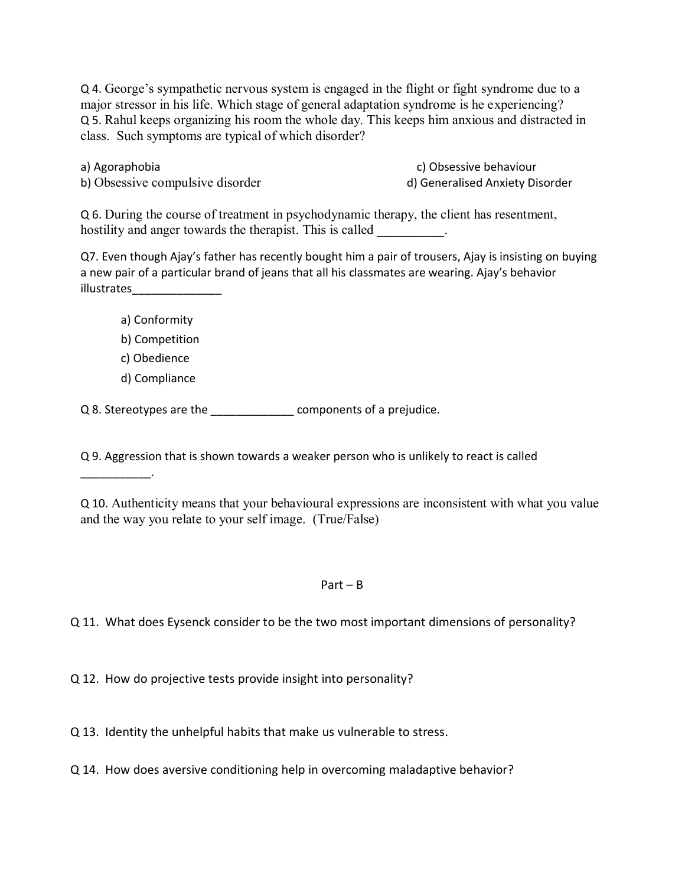Q 4. George's sympathetic nervous system is engaged in the flight or fight syndrome due to a major stressor in his life. Which stage of general adaptation syndrome is he experiencing?

Q 5. Rahul keeps organizing his room the whole day. This keeps him anxious and distracted in class. Such symptoms are typical of which disorder?

a) Agoraphobia
b) Obsessive compulsive disorder
c) Obsessive behaviour
d) Generalised Anxiety Disorder

Q 6. During the course of treatment in psychodynamic therapy, the client has resentment, hostility and anger towards the therapist. This is called __________.

Q7. Even though Ajay's father has recently bought him a pair of trousers, Ajay is insisting on buying a new pair of a particular brand of jeans that all his classmates are wearing. Ajay's behavior illustrates______________

a) Conformity
b) Competition
c) Obedience
d) Compliance

Q 8. Stereotypes are the _____________ components of a prejudice.

Q 9. Aggression that is shown towards a weaker person who is unlikely to react is called ___________.

Q 10. Authenticity means that your behavioural expressions are inconsistent with what you value and the way you relate to your self image. (True/False)

## Part – B

Q 11. What does Eysenck consider to be the two most important dimensions of personality?

Q 12. How do projective tests provide insight into personality?

Q 13. Identity the unhelpful habits that make us vulnerable to stress.

Q 14. How does aversive conditioning help in overcoming maladaptive behavior?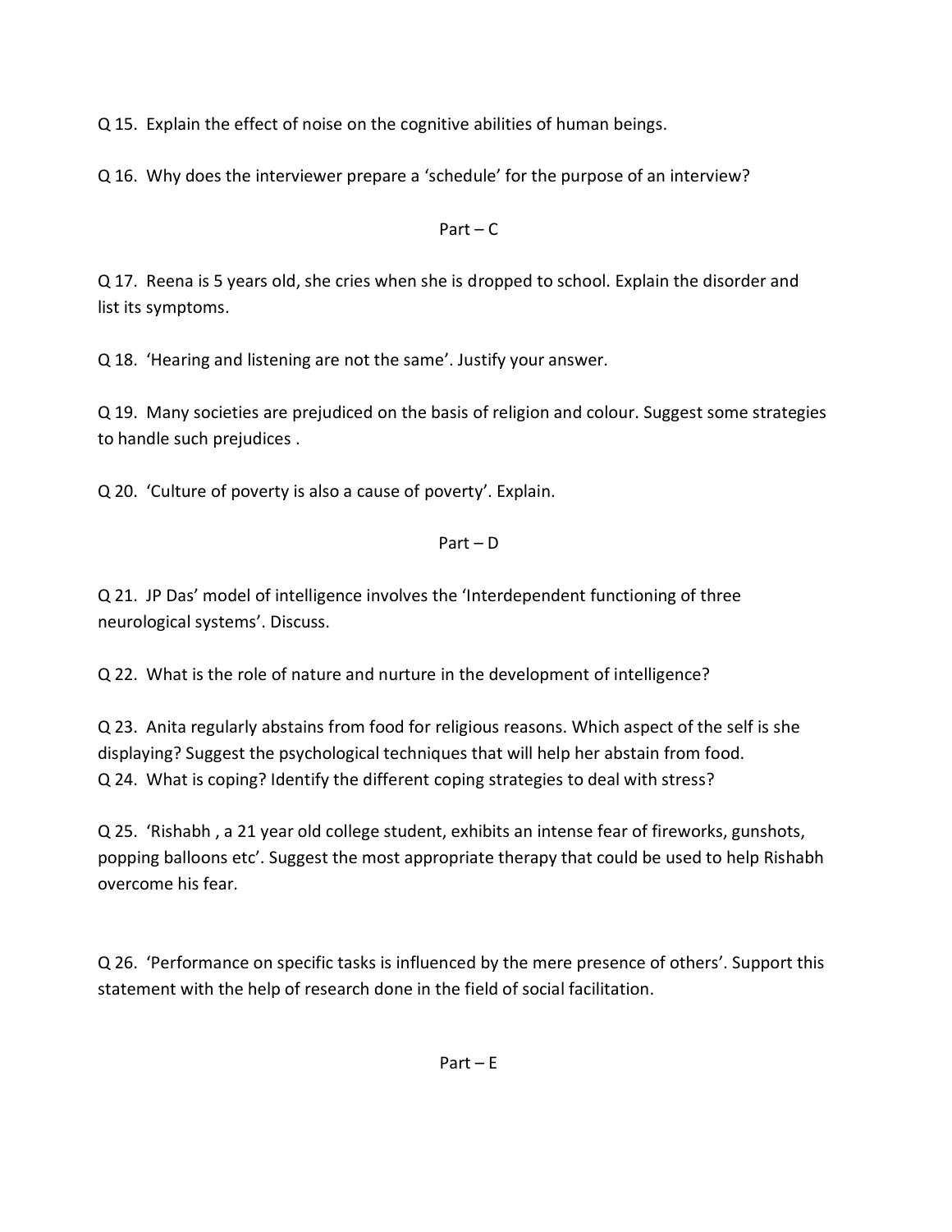Q 15. Explain the effect of noise on the cognitive abilities of human beings.

Q 16. Why does the interviewer prepare a 'schedule' for the purpose of an interview?

## Part – C

Q 17. Reena is 5 years old, she cries when she is dropped to school. Explain the disorder and list its symptoms.

Q 18. 'Hearing and listening are not the same'. Justify your answer.

Q 19. Many societies are prejudiced on the basis of religion and colour. Suggest some strategies to handle such prejudices .

Q 20. 'Culture of poverty is also a cause of poverty'. Explain.

## Part – D

Q 21. JP Das' model of intelligence involves the 'Interdependent functioning of three neurological systems'. Discuss.

Q 22. What is the role of nature and nurture in the development of intelligence?

Q 23. Anita regularly abstains from food for religious reasons. Which aspect of the self is she displaying? Suggest the psychological techniques that will help her abstain from food.

Q 24. What is coping? Identify the different coping strategies to deal with stress?

Q 25. 'Rishabh , a 21 year old college student, exhibits an intense fear of fireworks, gunshots, popping balloons etc'. Suggest the most appropriate therapy that could be used to help Rishabh overcome his fear.

Q 26. 'Performance on specific tasks is influenced by the mere presence of others'. Support this statement with the help of research done in the field of social facilitation.

## Part – E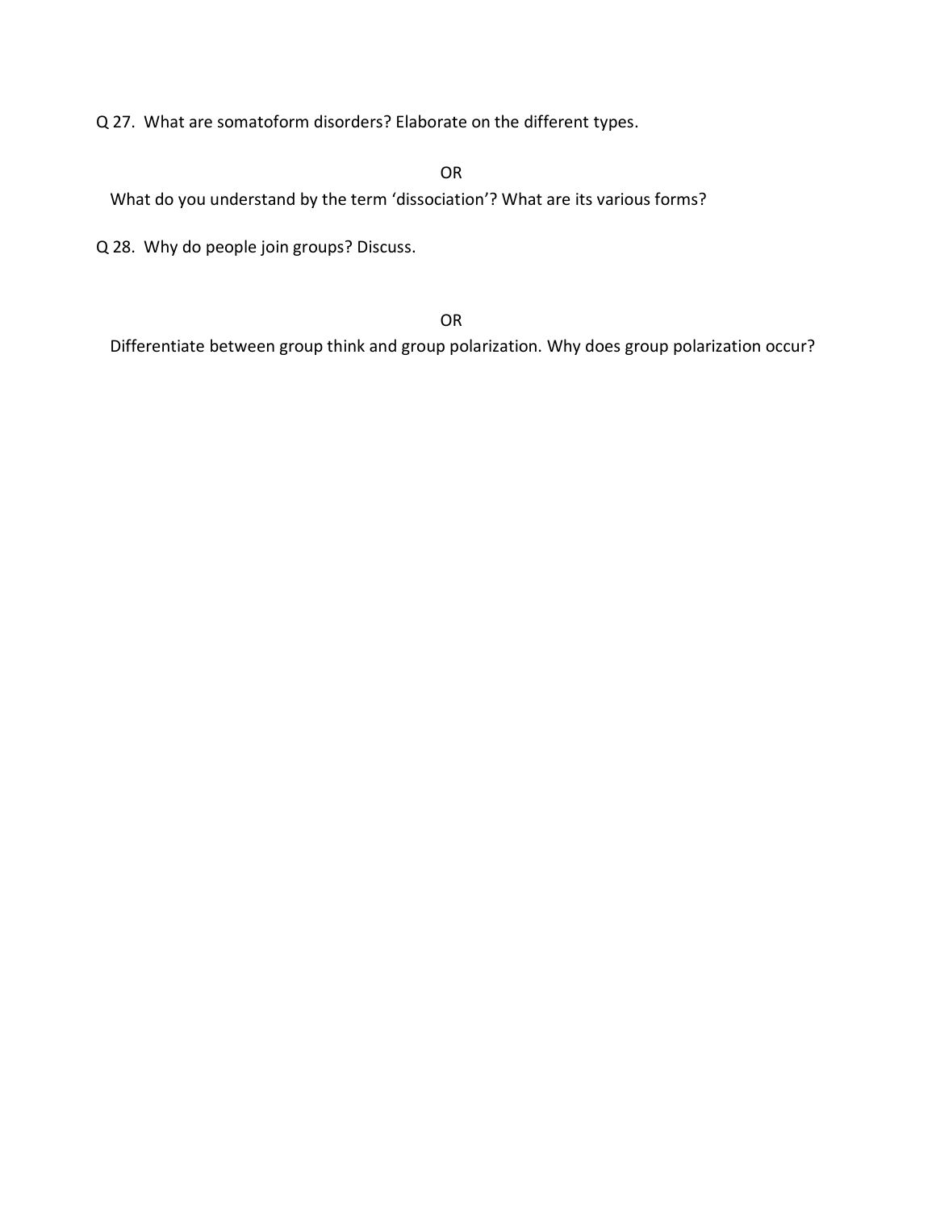Q 27. What are somatoform disorders? Elaborate on the different types.

OR

What do you understand by the term 'dissociation'? What are its various forms?

Q 28. Why do people join groups? Discuss.

OR

Differentiate between group think and group polarization. Why does group polarization occur?